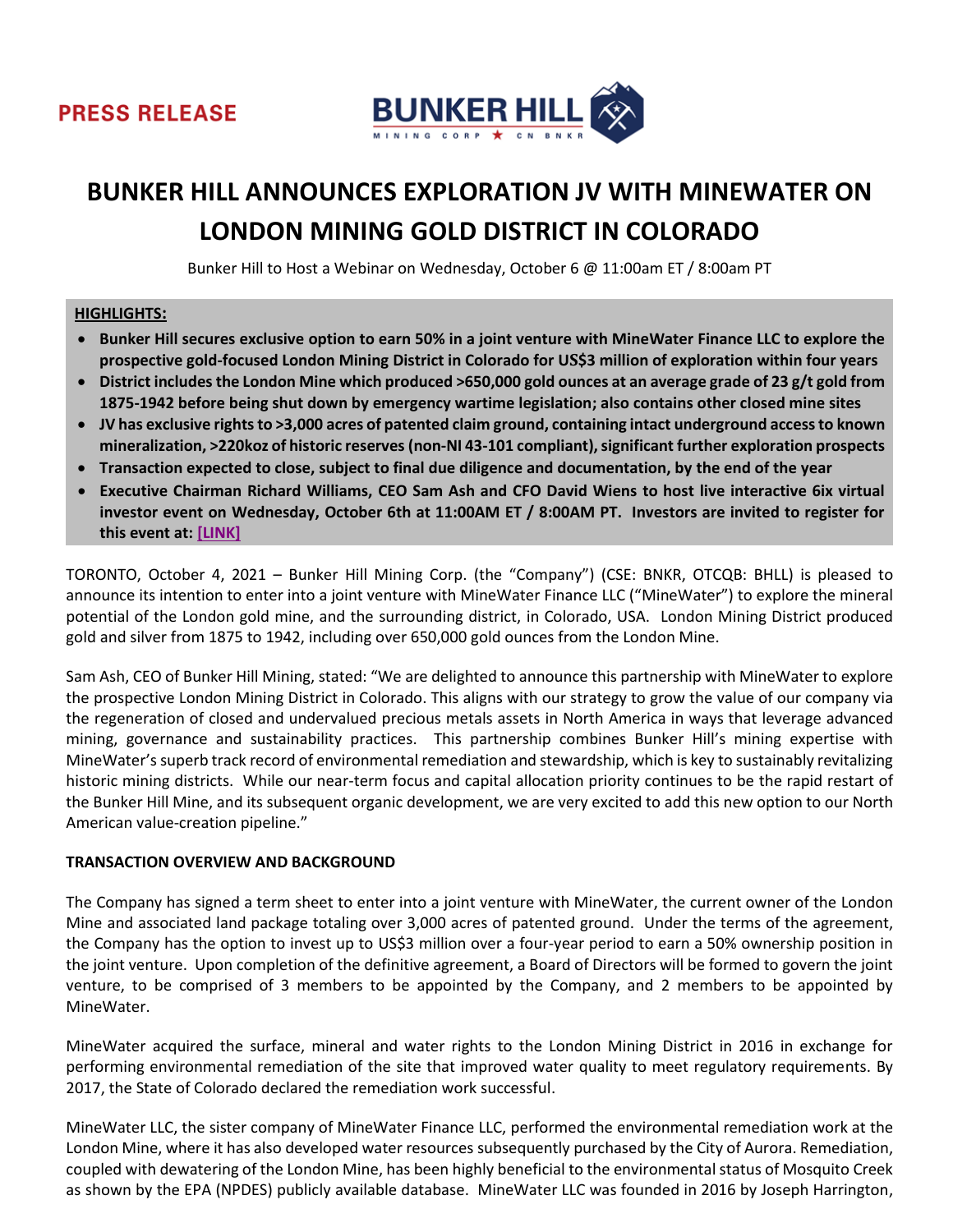PRESS RELEASE

BUNKER HILL
MINING CORP ★ CN BNKR

# BUNKER HILL ANNOUNCES EXPLORATION JV WITH MINEWATER ON LONDON MINING GOLD DISTRICT IN COLORADO

Bunker Hill to Host a Webinar on Wednesday, October 6 @ 11:00am ET / 8:00am PT

**HIGHLIGHTS:**

- **Bunker Hill secures exclusive option to earn 50% in a joint venture with MineWater Finance LLC to explore the prospective gold-focused London Mining District in Colorado for US$3 million of exploration within four years**
- **District includes the London Mine which produced >650,000 gold ounces at an average grade of 23 g/t gold from 1875-1942 before being shut down by emergency wartime legislation; also contains other closed mine sites**
- **JV has exclusive rights to >3,000 acres of patented claim ground, containing intact underground access to known mineralization, >220koz of historic reserves (non-NI 43-101 compliant), significant further exploration prospects**
- **Transaction expected to close, subject to final due diligence and documentation, by the end of the year**
- **Executive Chairman Richard Williams, CEO Sam Ash and CFO David Wiens to host live interactive 6ix virtual investor event on Wednesday, October 6th at 11:00AM ET / 8:00AM PT. Investors are invited to register for this event at: [LINK]**

TORONTO, October 4, 2021 – Bunker Hill Mining Corp. (the "Company") (CSE: BNKR, OTCQB: BHLL) is pleased to announce its intention to enter into a joint venture with MineWater Finance LLC ("MineWater") to explore the mineral potential of the London gold mine, and the surrounding district, in Colorado, USA. London Mining District produced gold and silver from 1875 to 1942, including over 650,000 gold ounces from the London Mine.

Sam Ash, CEO of Bunker Hill Mining, stated: "We are delighted to announce this partnership with MineWater to explore the prospective London Mining District in Colorado. This aligns with our strategy to grow the value of our company via the regeneration of closed and undervalued precious metals assets in North America in ways that leverage advanced mining, governance and sustainability practices. This partnership combines Bunker Hill's mining expertise with MineWater's superb track record of environmental remediation and stewardship, which is key to sustainably revitalizing historic mining districts. While our near-term focus and capital allocation priority continues to be the rapid restart of the Bunker Hill Mine, and its subsequent organic development, we are very excited to add this new option to our North American value-creation pipeline."

## TRANSACTION OVERVIEW AND BACKGROUND

The Company has signed a term sheet to enter into a joint venture with MineWater, the current owner of the London Mine and associated land package totaling over 3,000 acres of patented ground. Under the terms of the agreement, the Company has the option to invest up to US$3 million over a four-year period to earn a 50% ownership position in the joint venture. Upon completion of the definitive agreement, a Board of Directors will be formed to govern the joint venture, to be comprised of 3 members to be appointed by the Company, and 2 members to be appointed by MineWater.

MineWater acquired the surface, mineral and water rights to the London Mining District in 2016 in exchange for performing environmental remediation of the site that improved water quality to meet regulatory requirements. By 2017, the State of Colorado declared the remediation work successful.

MineWater LLC, the sister company of MineWater Finance LLC, performed the environmental remediation work at the London Mine, where it has also developed water resources subsequently purchased by the City of Aurora. Remediation, coupled with dewatering of the London Mine, has been highly beneficial to the environmental status of Mosquito Creek as shown by the EPA (NPDES) publicly available database. MineWater LLC was founded in 2016 by Joseph Harrington,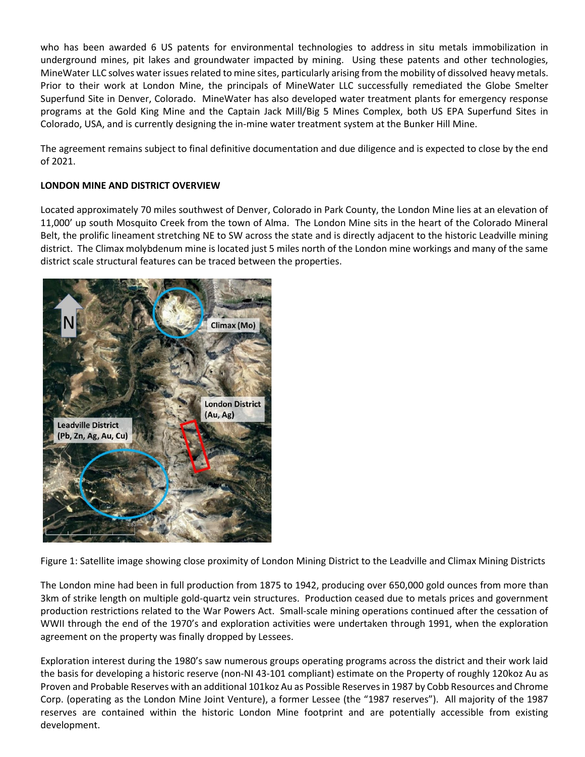who has been awarded 6 US patents for environmental technologies to address in situ metals immobilization in underground mines, pit lakes and groundwater impacted by mining. Using these patents and other technologies, MineWater LLC solves water issues related to mine sites, particularly arising from the mobility of dissolved heavy metals. Prior to their work at London Mine, the principals of MineWater LLC successfully remediated the Globe Smelter Superfund Site in Denver, Colorado. MineWater has also developed water treatment plants for emergency response programs at the Gold King Mine and the Captain Jack Mill/Big 5 Mines Complex, both US EPA Superfund Sites in Colorado, USA, and is currently designing the in-mine water treatment system at the Bunker Hill Mine.

The agreement remains subject to final definitive documentation and due diligence and is expected to close by the end of 2021.

**LONDON MINE AND DISTRICT OVERVIEW**

Located approximately 70 miles southwest of Denver, Colorado in Park County, the London Mine lies at an elevation of 11,000' up south Mosquito Creek from the town of Alma. The London Mine sits in the heart of the Colorado Mineral Belt, the prolific lineament stretching NE to SW across the state and is directly adjacent to the historic Leadville mining district. The Climax molybdenum mine is located just 5 miles north of the London mine workings and many of the same district scale structural features can be traced between the properties.

Figure 1: Satellite image showing close proximity of London Mining District to the Leadville and Climax Mining Districts

The London mine had been in full production from 1875 to 1942, producing over 650,000 gold ounces from more than 3km of strike length on multiple gold-quartz vein structures. Production ceased due to metals prices and government production restrictions related to the War Powers Act. Small-scale mining operations continued after the cessation of WWII through the end of the 1970's and exploration activities were undertaken through 1991, when the exploration agreement on the property was finally dropped by Lessees.

Exploration interest during the 1980's saw numerous groups operating programs across the district and their work laid the basis for developing a historic reserve (non-NI 43-101 compliant) estimate on the Property of roughly 120koz Au as Proven and Probable Reserves with an additional 101koz Au as Possible Reserves in 1987 by Cobb Resources and Chrome Corp. (operating as the London Mine Joint Venture), a former Lessee (the "1987 reserves"). All majority of the 1987 reserves are contained within the historic London Mine footprint and are potentially accessible from existing development.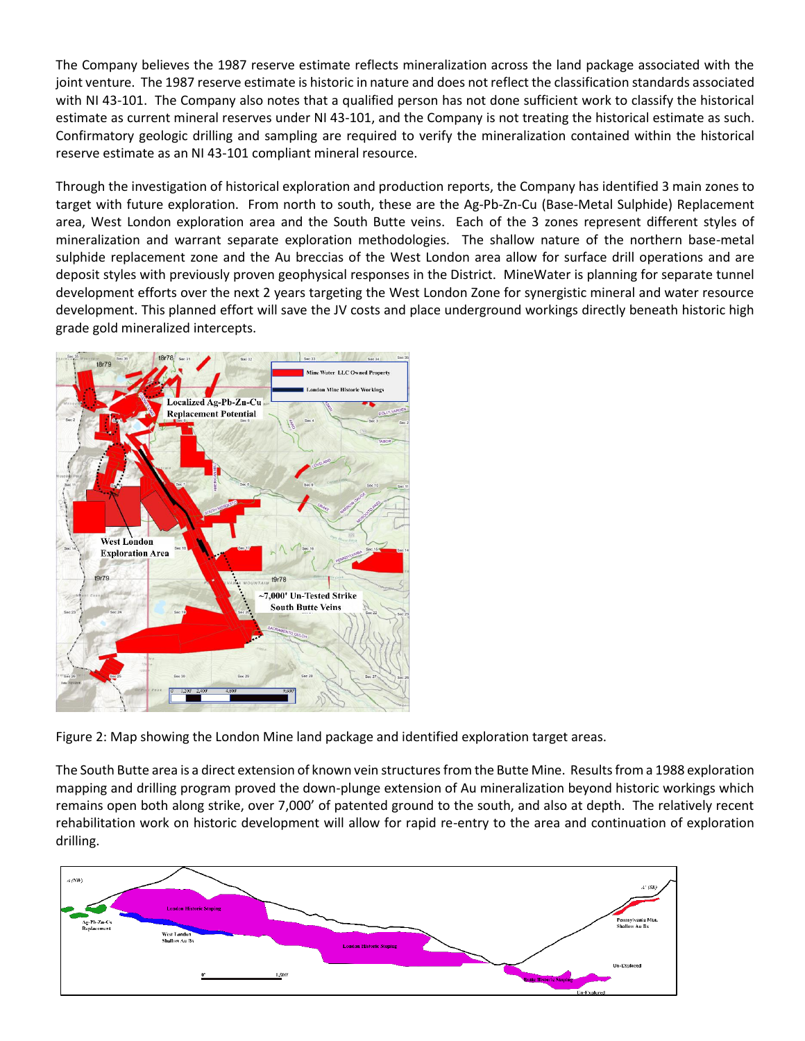The Company believes the 1987 reserve estimate reflects mineralization across the land package associated with the joint venture. The 1987 reserve estimate is historic in nature and does not reflect the classification standards associated with NI 43-101. The Company also notes that a qualified person has not done sufficient work to classify the historical estimate as current mineral reserves under NI 43-101, and the Company is not treating the historical estimate as such. Confirmatory geologic drilling and sampling are required to verify the mineralization contained within the historical reserve estimate as an NI 43-101 compliant mineral resource.

Through the investigation of historical exploration and production reports, the Company has identified 3 main zones to target with future exploration. From north to south, these are the Ag-Pb-Zn-Cu (Base-Metal Sulphide) Replacement area, West London exploration area and the South Butte veins. Each of the 3 zones represent different styles of mineralization and warrant separate exploration methodologies. The shallow nature of the northern base-metal sulphide replacement zone and the Au breccias of the West London area allow for surface drill operations and are deposit styles with previously proven geophysical responses in the District. MineWater is planning for separate tunnel development efforts over the next 2 years targeting the West London Zone for synergistic mineral and water resource development. This planned effort will save the JV costs and place underground workings directly beneath historic high grade gold mineralized intercepts.

Figure 2: Map showing the London Mine land package and identified exploration target areas.

The South Butte area is a direct extension of known vein structures from the Butte Mine. Results from a 1988 exploration mapping and drilling program proved the down-plunge extension of Au mineralization beyond historic workings which remains open both along strike, over 7,000' of patented ground to the south, and also at depth. The relatively recent rehabilitation work on historic development will allow for rapid re-entry to the area and continuation of exploration drilling.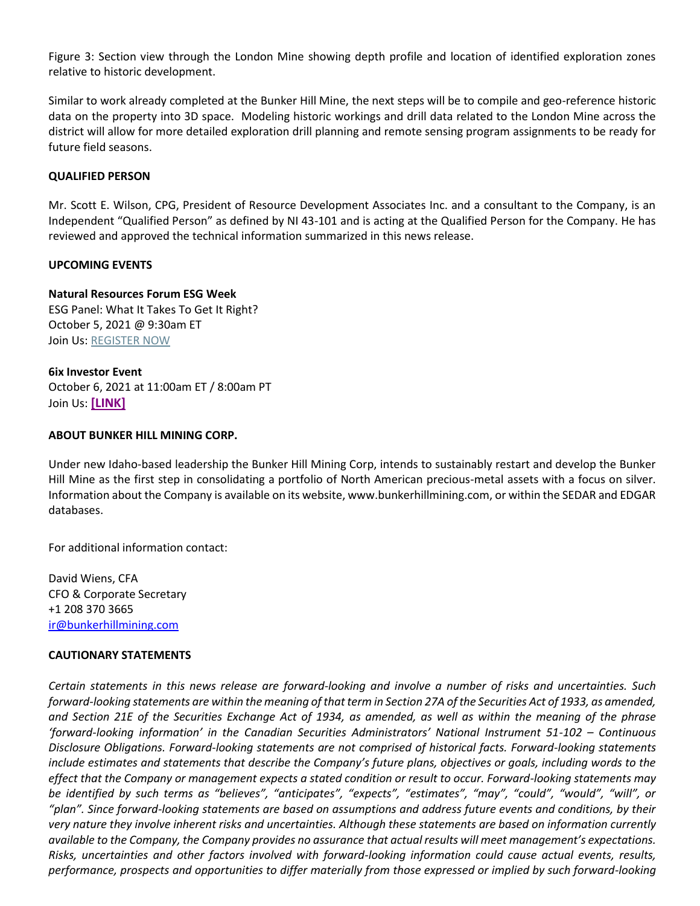Figure 3: Section view through the London Mine showing depth profile and location of identified exploration zones relative to historic development.

Similar to work already completed at the Bunker Hill Mine, the next steps will be to compile and geo-reference historic data on the property into 3D space. Modeling historic workings and drill data related to the London Mine across the district will allow for more detailed exploration drill planning and remote sensing program assignments to be ready for future field seasons.

**QUALIFIED PERSON**

Mr. Scott E. Wilson, CPG, President of Resource Development Associates Inc. and a consultant to the Company, is an Independent "Qualified Person" as defined by NI 43-101 and is acting at the Qualified Person for the Company. He has reviewed and approved the technical information summarized in this news release.

**UPCOMING EVENTS**

**Natural Resources Forum ESG Week**
ESG Panel: What It Takes To Get It Right?
October 5, 2021 @ 9:30am ET
Join Us: REGISTER NOW

**6ix Investor Event**
October 6, 2021 at 11:00am ET / 8:00am PT
Join Us: **[LINK]**

**ABOUT BUNKER HILL MINING CORP.**

Under new Idaho-based leadership the Bunker Hill Mining Corp, intends to sustainably restart and develop the Bunker Hill Mine as the first step in consolidating a portfolio of North American precious-metal assets with a focus on silver. Information about the Company is available on its website, www.bunkerhillmining.com, or within the SEDAR and EDGAR databases.

For additional information contact:

David Wiens, CFA
CFO & Corporate Secretary
+1 208 370 3665
ir@bunkerhillmining.com

**CAUTIONARY STATEMENTS**

*Certain statements in this news release are forward-looking and involve a number of risks and uncertainties. Such forward-looking statements are within the meaning of that term in Section 27A of the Securities Act of 1933, as amended, and Section 21E of the Securities Exchange Act of 1934, as amended, as well as within the meaning of the phrase 'forward-looking information' in the Canadian Securities Administrators' National Instrument 51-102 – Continuous Disclosure Obligations. Forward-looking statements are not comprised of historical facts. Forward-looking statements include estimates and statements that describe the Company's future plans, objectives or goals, including words to the effect that the Company or management expects a stated condition or result to occur. Forward-looking statements may be identified by such terms as "believes", "anticipates", "expects", "estimates", "may", "could", "would", "will", or "plan". Since forward-looking statements are based on assumptions and address future events and conditions, by their very nature they involve inherent risks and uncertainties. Although these statements are based on information currently available to the Company, the Company provides no assurance that actual results will meet management's expectations. Risks, uncertainties and other factors involved with forward-looking information could cause actual events, results, performance, prospects and opportunities to differ materially from those expressed or implied by such forward-looking*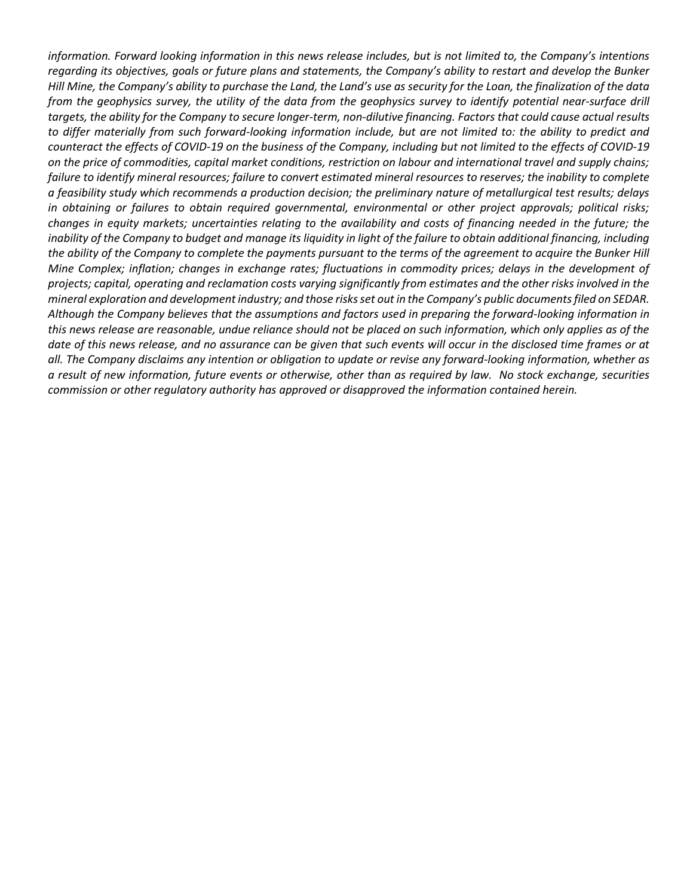*information. Forward looking information in this news release includes, but is not limited to, the Company's intentions regarding its objectives, goals or future plans and statements, the Company's ability to restart and develop the Bunker Hill Mine, the Company's ability to purchase the Land, the Land's use as security for the Loan, the finalization of the data from the geophysics survey, the utility of the data from the geophysics survey to identify potential near-surface drill targets, the ability for the Company to secure longer-term, non-dilutive financing. Factors that could cause actual results to differ materially from such forward-looking information include, but are not limited to: the ability to predict and counteract the effects of COVID-19 on the business of the Company, including but not limited to the effects of COVID-19 on the price of commodities, capital market conditions, restriction on labour and international travel and supply chains; failure to identify mineral resources; failure to convert estimated mineral resources to reserves; the inability to complete a feasibility study which recommends a production decision; the preliminary nature of metallurgical test results; delays in obtaining or failures to obtain required governmental, environmental or other project approvals; political risks; changes in equity markets; uncertainties relating to the availability and costs of financing needed in the future; the inability of the Company to budget and manage its liquidity in light of the failure to obtain additional financing, including the ability of the Company to complete the payments pursuant to the terms of the agreement to acquire the Bunker Hill Mine Complex; inflation; changes in exchange rates; fluctuations in commodity prices; delays in the development of projects; capital, operating and reclamation costs varying significantly from estimates and the other risks involved in the mineral exploration and development industry; and those risks set out in the Company's public documents filed on SEDAR. Although the Company believes that the assumptions and factors used in preparing the forward-looking information in this news release are reasonable, undue reliance should not be placed on such information, which only applies as of the date of this news release, and no assurance can be given that such events will occur in the disclosed time frames or at all. The Company disclaims any intention or obligation to update or revise any forward-looking information, whether as a result of new information, future events or otherwise, other than as required by law. No stock exchange, securities commission or other regulatory authority has approved or disapproved the information contained herein.*